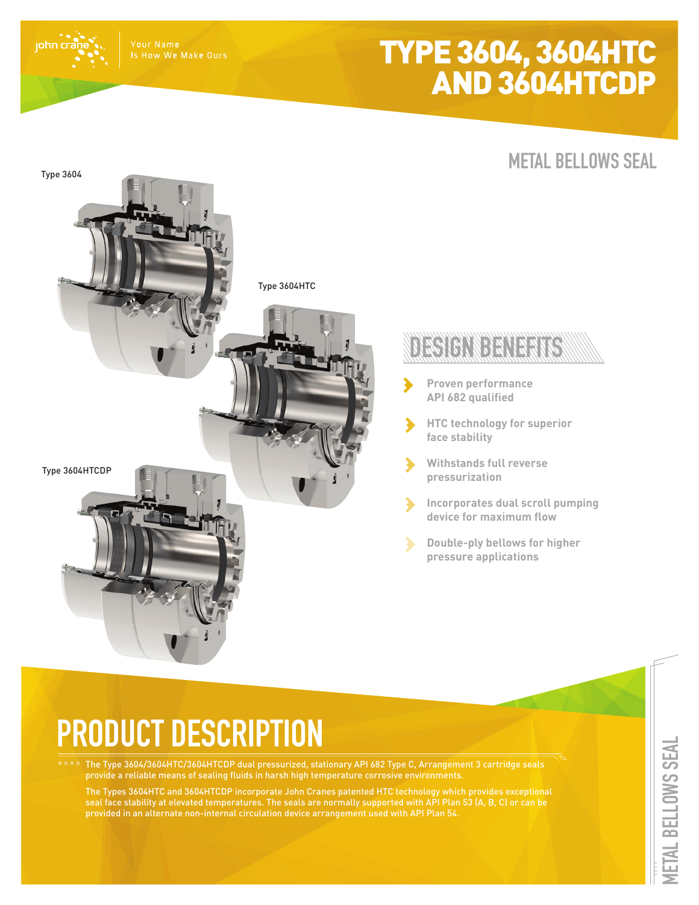# TYPE 3604, 3604HTC AND 3604HTCDP

## METAL BELLOWS SEAL

Type 3604

Type 3604HTC

Type 3604HTCDP

## DESIGN BENEFITS

- **Proven performance API 682 qualified**
- **HTC technology for superior face stability**
- **Withstands full reverse pressurization**
- **Incorporates dual scroll pumping device for maximum flow**
- **Double-ply bellows for higher pressure applications**

# PRODUCT DESCRIPTION

The Type 3604/3604HTC/3604HTCDP dual pressurized, stationary API 682 Type C, Arrangement 3 cartridge seals provide a reliable means of sealing fluids in harsh high temperature corrosive environments.

The Types 3604HTC and 3604HTCDP incorporate John Cranes patented HTC technology which provides exceptional seal face stability at elevated temperatures. The seals are normally supported with API Plan 53 (A, B, C) or can be provided in an alternate non-internal circulation device arrangement used with API Plan 54.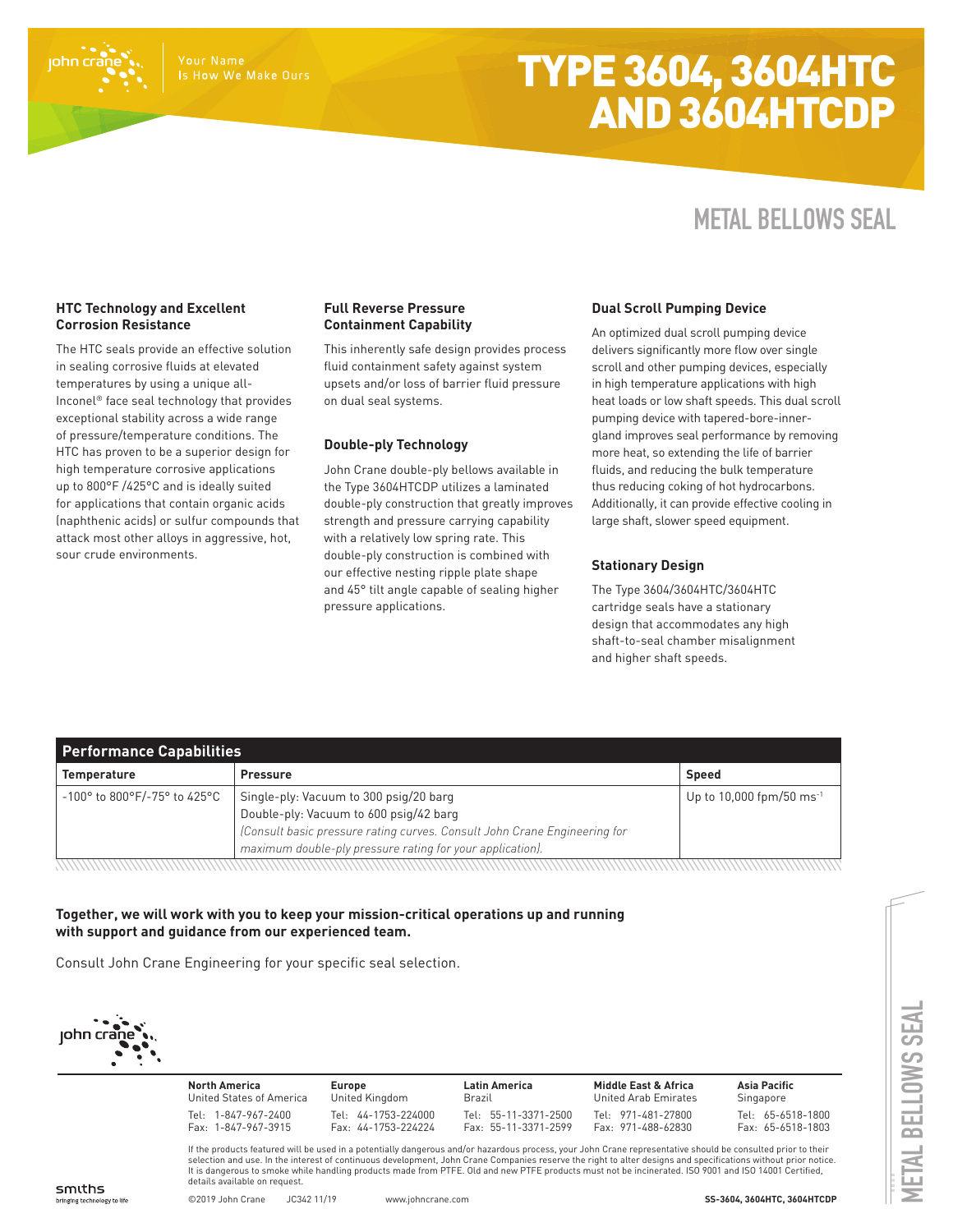# TYPE 3604, 3604HTC AND 3604HTCDP

## METAL BELLOWS SEAL

### HTC Technology and Excellent Corrosion Resistance

The HTC seals provide an effective solution in sealing corrosive fluids at elevated temperatures by using a unique all-Inconel® face seal technology that provides exceptional stability across a wide range of pressure/temperature conditions. The HTC has proven to be a superior design for high temperature corrosive applications up to 800°F /425°C and is ideally suited for applications that contain organic acids (naphthenic acids) or sulfur compounds that attack most other alloys in aggressive, hot, sour crude environments.

### Full Reverse Pressure Containment Capability

This inherently safe design provides process fluid containment safety against system upsets and/or loss of barrier fluid pressure on dual seal systems.

### Double-ply Technology

John Crane double-ply bellows available in the Type 3604HTCDP utilizes a laminated double-ply construction that greatly improves strength and pressure carrying capability with a relatively low spring rate. This double-ply construction is combined with our effective nesting ripple plate shape and 45° tilt angle capable of sealing higher pressure applications.

### Dual Scroll Pumping Device

An optimized dual scroll pumping device delivers significantly more flow over single scroll and other pumping devices, especially in high temperature applications with high heat loads or low shaft speeds. This dual scroll pumping device with tapered-bore-inner-gland improves seal performance by removing more heat, so extending the life of barrier fluids, and reducing the bulk temperature thus reducing coking of hot hydrocarbons. Additionally, it can provide effective cooling in large shaft, slower speed equipment.

### Stationary Design

The Type 3604/3604HTC/3604HTC cartridge seals have a stationary design that accommodates any high shaft-to-seal chamber misalignment and higher shaft speeds.

**Performance Capabilities**

| Temperature | Pressure | Speed |
|---|---|---|
| -100° to 800°F/-75° to 425°C | Single-ply: Vacuum to 300 psig/20 barg<br>Double-ply: Vacuum to 600 psig/42 barg<br>*(Consult basic pressure rating curves. Consult John Crane Engineering for maximum double-ply pressure rating for your application).* | Up to 10,000 fpm/50 $ms^{-1}$ |

**Together, we will work with you to keep your mission-critical operations up and running with support and guidance from our experienced team.**

Consult John Crane Engineering for your specific seal selection.

| North America | Europe | Latin America | Middle East & Africa | Asia Pacific |
|---|---|---|---|---|
| United States of America | United Kingdom | Brazil | United Arab Emirates | Singapore |
| Tel: 1-847-967-2400 | Tel: 44-1753-224000 | Tel: 55-11-3371-2500 | Tel: 971-481-27800 | Tel: 65-6518-1800 |
| Fax: 1-847-967-3915 | Fax: 44-1753-224224 | Fax: 55-11-3371-2599 | Fax: 971-488-62830 | Fax: 65-6518-1803 |

If the products featured will be used in a potentially dangerous and/or hazardous process, your John Crane representative should be consulted prior to their selection and use. In the interest of continuous development, John Crane Companies reserve the right to alter designs and specifications without prior notice. It is dangerous to smoke while handling products made from PTFE. Old and new PTFE products must not be incinerated. ISO 9001 and ISO 14001 Certified, details available on request.

©2019 John Crane JC342 11/19 www.johncrane.com SS-3604, 3604HTC, 3604HTCDP